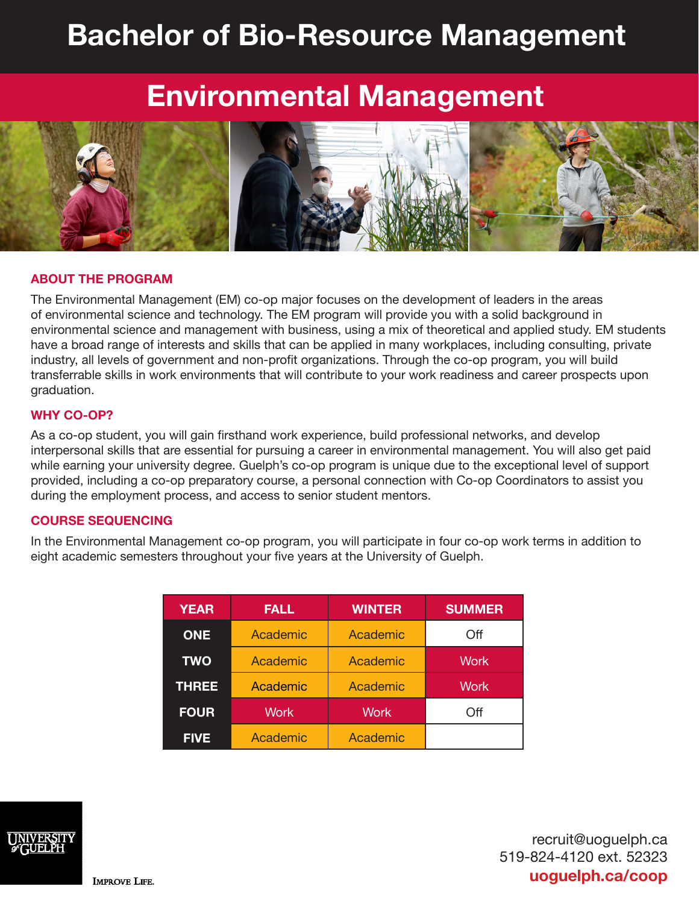# Bachelor of Bio-Resource Management

## Environmental Management

### ABOUT THE PROGRAM

The Environmental Management (EM) co-op major focuses on the development of leaders in the areas of environmental science and technology. The EM program will provide you with a solid background in environmental science and management with business, using a mix of theoretical and applied study. EM students have a broad range of interests and skills that can be applied in many workplaces, including consulting, private industry, all levels of government and non-profit organizations. Through the co-op program, you will build transferrable skills in work environments that will contribute to your work readiness and career prospects upon graduation.

### WHY CO-OP?

As a co-op student, you will gain firsthand work experience, build professional networks, and develop interpersonal skills that are essential for pursuing a career in environmental management. You will also get paid while earning your university degree. Guelph's co-op program is unique due to the exceptional level of support provided, including a co-op preparatory course, a personal connection with Co-op Coordinators to assist you during the employment process, and access to senior student mentors.

### COURSE SEQUENCING

In the Environmental Management co-op program, you will participate in four co-op work terms in addition to eight academic semesters throughout your five years at the University of Guelph.

| YEAR | FALL | WINTER | SUMMER |
|---|---|---|---|
| ONE | Academic | Academic | Off |
| TWO | Academic | Academic | Work |
| THREE | Academic | Academic | Work |
| FOUR | Work | Work | Off |
| FIVE | Academic | Academic | |

UNIVERSITY of GUELPH

IMPROVE LIFE.

recruit@uoguelph.ca
519-824-4120 ext. 52323
**uoguelph.ca/coop**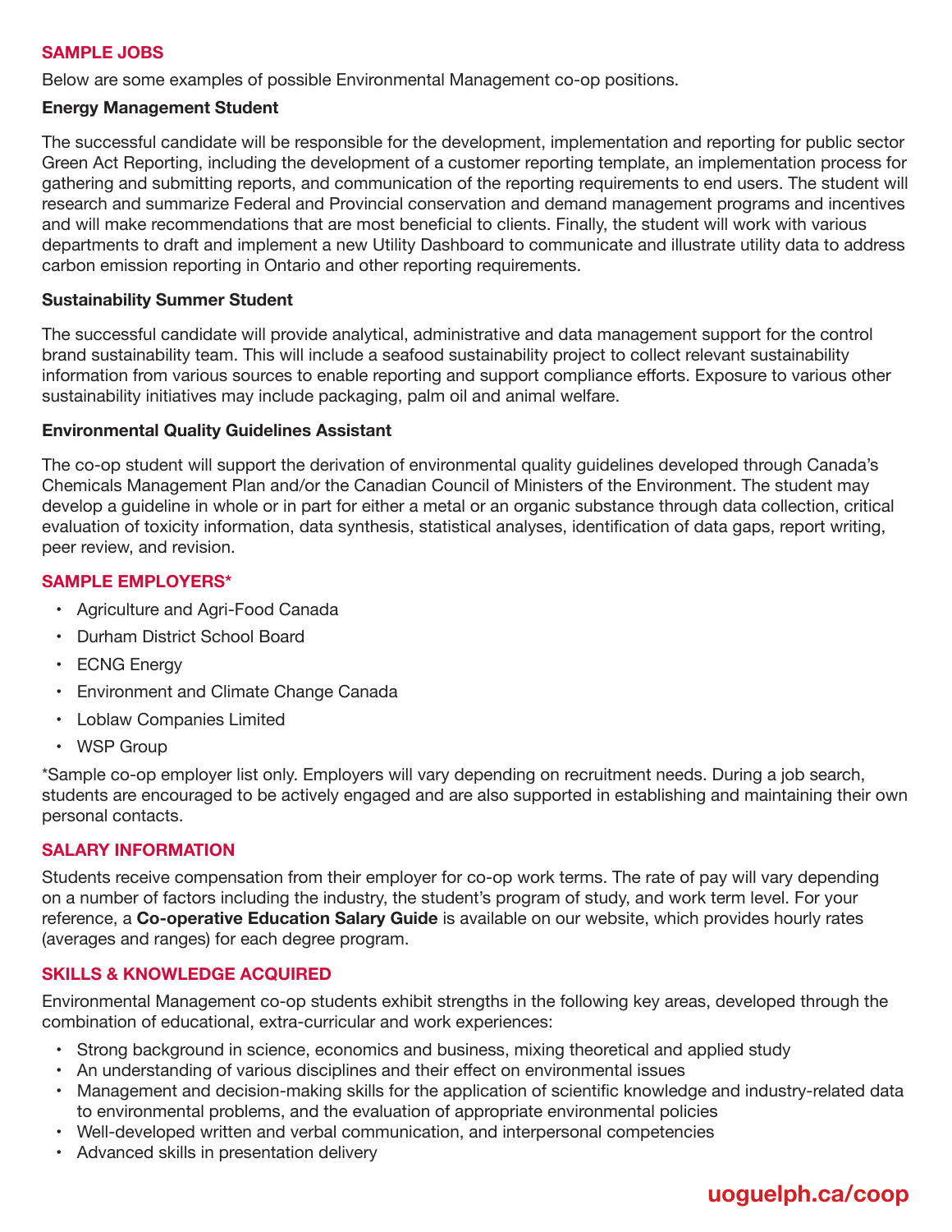## SAMPLE JOBS

Below are some examples of possible Environmental Management co-op positions.

### Energy Management Student

The successful candidate will be responsible for the development, implementation and reporting for public sector Green Act Reporting, including the development of a customer reporting template, an implementation process for gathering and submitting reports, and communication of the reporting requirements to end users. The student will research and summarize Federal and Provincial conservation and demand management programs and incentives and will make recommendations that are most beneficial to clients. Finally, the student will work with various departments to draft and implement a new Utility Dashboard to communicate and illustrate utility data to address carbon emission reporting in Ontario and other reporting requirements.

### Sustainability Summer Student

The successful candidate will provide analytical, administrative and data management support for the control brand sustainability team. This will include a seafood sustainability project to collect relevant sustainability information from various sources to enable reporting and support compliance efforts. Exposure to various other sustainability initiatives may include packaging, palm oil and animal welfare.

### Environmental Quality Guidelines Assistant

The co-op student will support the derivation of environmental quality guidelines developed through Canada's Chemicals Management Plan and/or the Canadian Council of Ministers of the Environment. The student may develop a guideline in whole or in part for either a metal or an organic substance through data collection, critical evaluation of toxicity information, data synthesis, statistical analyses, identification of data gaps, report writing, peer review, and revision.

## SAMPLE EMPLOYERS*

- Agriculture and Agri-Food Canada
- Durham District School Board
- ECNG Energy
- Environment and Climate Change Canada
- Loblaw Companies Limited
- WSP Group

*Sample co-op employer list only. Employers will vary depending on recruitment needs. During a job search, students are encouraged to be actively engaged and are also supported in establishing and maintaining their own personal contacts.

## SALARY INFORMATION

Students receive compensation from their employer for co-op work terms. The rate of pay will vary depending on a number of factors including the industry, the student's program of study, and work term level. For your reference, a **Co-operative Education Salary Guide** is available on our website, which provides hourly rates (averages and ranges) for each degree program.

## SKILLS & KNOWLEDGE ACQUIRED

Environmental Management co-op students exhibit strengths in the following key areas, developed through the combination of educational, extra-curricular and work experiences:

- Strong background in science, economics and business, mixing theoretical and applied study
- An understanding of various disciplines and their effect on environmental issues
- Management and decision-making skills for the application of scientific knowledge and industry-related data to environmental problems, and the evaluation of appropriate environmental policies
- Well-developed written and verbal communication, and interpersonal competencies
- Advanced skills in presentation delivery

**uoguelph.ca/coop**